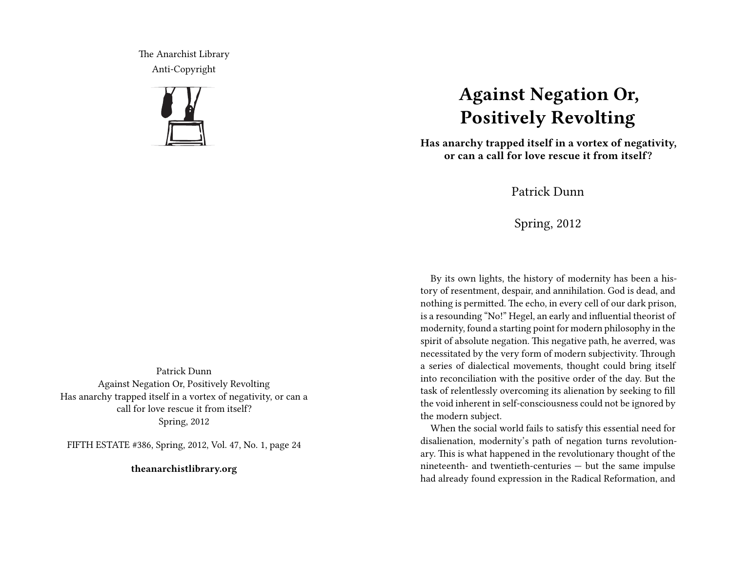The Anarchist Library
Anti-Copyright

Patrick Dunn
Against Negation Or, Positively Revolting
Has anarchy trapped itself in a vortex of negativity, or can a call for love rescue it from itself?
Spring, 2012

FIFTH ESTATE #386, Spring, 2012, Vol. 47, No. 1, page 24

**theanarchistlibrary.org**

# Against Negation Or, Positively Revolting

**Has anarchy trapped itself in a vortex of negativity, or can a call for love rescue it from itself?**

Patrick Dunn

Spring, 2012

By its own lights, the history of modernity has been a history of resentment, despair, and annihilation. God is dead, and nothing is permitted. The echo, in every cell of our dark prison, is a resounding "No!" Hegel, an early and influential theorist of modernity, found a starting point for modern philosophy in the spirit of absolute negation. This negative path, he averred, was necessitated by the very form of modern subjectivity. Through a series of dialectical movements, thought could bring itself into reconciliation with the positive order of the day. But the task of relentlessly overcoming its alienation by seeking to fill the void inherent in self-consciousness could not be ignored by the modern subject.

When the social world fails to satisfy this essential need for disalienation, modernity's path of negation turns revolutionary. This is what happened in the revolutionary thought of the nineteenth- and twentieth-centuries — but the same impulse had already found expression in the Radical Reformation, and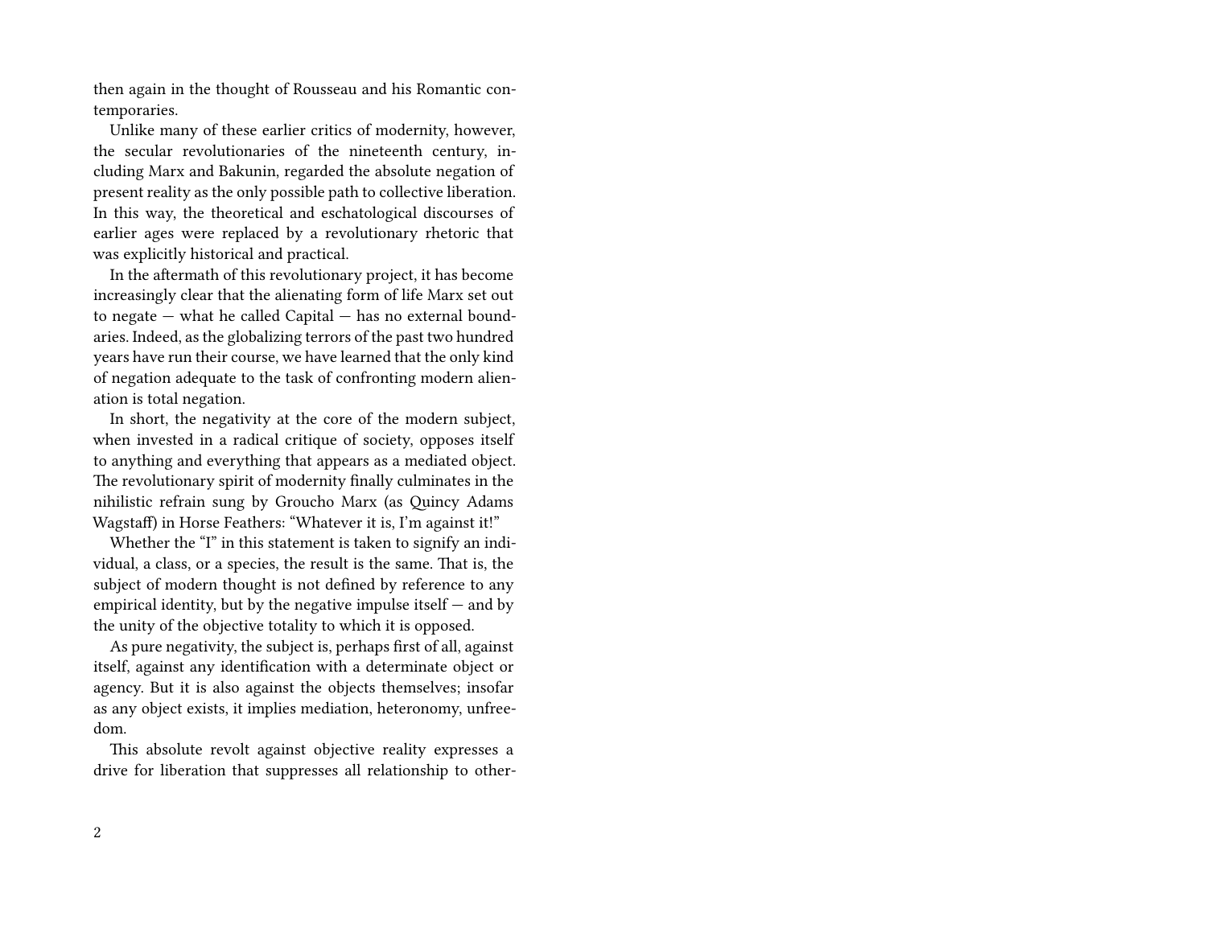then again in the thought of Rousseau and his Romantic contemporaries.

Unlike many of these earlier critics of modernity, however, the secular revolutionaries of the nineteenth century, including Marx and Bakunin, regarded the absolute negation of present reality as the only possible path to collective liberation. In this way, the theoretical and eschatological discourses of earlier ages were replaced by a revolutionary rhetoric that was explicitly historical and practical.

In the aftermath of this revolutionary project, it has become increasingly clear that the alienating form of life Marx set out to negate — what he called Capital — has no external boundaries. Indeed, as the globalizing terrors of the past two hundred years have run their course, we have learned that the only kind of negation adequate to the task of confronting modern alienation is total negation.

In short, the negativity at the core of the modern subject, when invested in a radical critique of society, opposes itself to anything and everything that appears as a mediated object. The revolutionary spirit of modernity finally culminates in the nihilistic refrain sung by Groucho Marx (as Quincy Adams Wagstaff) in Horse Feathers: "Whatever it is, I'm against it!"

Whether the "I" in this statement is taken to signify an individual, a class, or a species, the result is the same. That is, the subject of modern thought is not defined by reference to any empirical identity, but by the negative impulse itself — and by the unity of the objective totality to which it is opposed.

As pure negativity, the subject is, perhaps first of all, against itself, against any identification with a determinate object or agency. But it is also against the objects themselves; insofar as any object exists, it implies mediation, heteronomy, unfreedom.

This absolute revolt against objective reality expresses a drive for liberation that suppresses all relationship to other-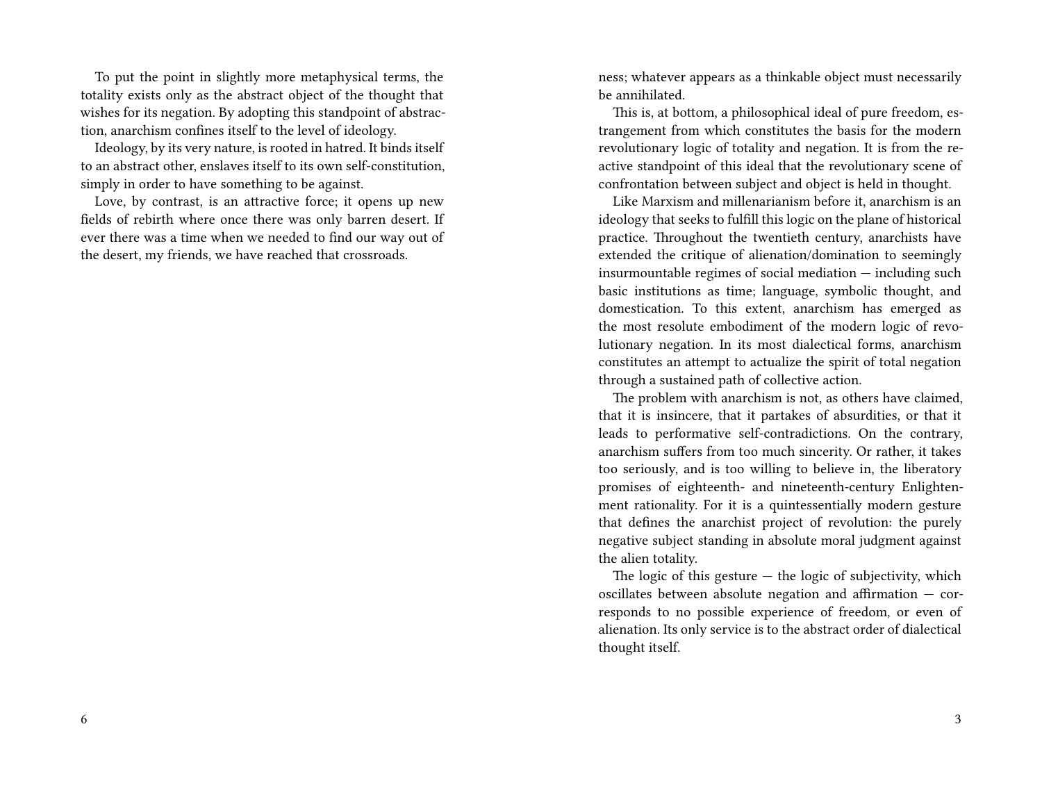To put the point in slightly more metaphysical terms, the totality exists only as the abstract object of the thought that wishes for its negation. By adopting this standpoint of abstraction, anarchism confines itself to the level of ideology.

Ideology, by its very nature, is rooted in hatred. It binds itself to an abstract other, enslaves itself to its own self-constitution, simply in order to have something to be against.

Love, by contrast, is an attractive force; it opens up new fields of rebirth where once there was only barren desert. If ever there was a time when we needed to find our way out of the desert, my friends, we have reached that crossroads.

ness; whatever appears as a thinkable object must necessarily be annihilated.

This is, at bottom, a philosophical ideal of pure freedom, estrangement from which constitutes the basis for the modern revolutionary logic of totality and negation. It is from the reactive standpoint of this ideal that the revolutionary scene of confrontation between subject and object is held in thought.

Like Marxism and millenarianism before it, anarchism is an ideology that seeks to fulfill this logic on the plane of historical practice. Throughout the twentieth century, anarchists have extended the critique of alienation/domination to seemingly insurmountable regimes of social mediation — including such basic institutions as time; language, symbolic thought, and domestication. To this extent, anarchism has emerged as the most resolute embodiment of the modern logic of revolutionary negation. In its most dialectical forms, anarchism constitutes an attempt to actualize the spirit of total negation through a sustained path of collective action.

The problem with anarchism is not, as others have claimed, that it is insincere, that it partakes of absurdities, or that it leads to performative self-contradictions. On the contrary, anarchism suffers from too much sincerity. Or rather, it takes too seriously, and is too willing to believe in, the liberatory promises of eighteenth- and nineteenth-century Enlightenment rationality. For it is a quintessentially modern gesture that defines the anarchist project of revolution: the purely negative subject standing in absolute moral judgment against the alien totality.

The logic of this gesture — the logic of subjectivity, which oscillates between absolute negation and affirmation — corresponds to no possible experience of freedom, or even of alienation. Its only service is to the abstract order of dialectical thought itself.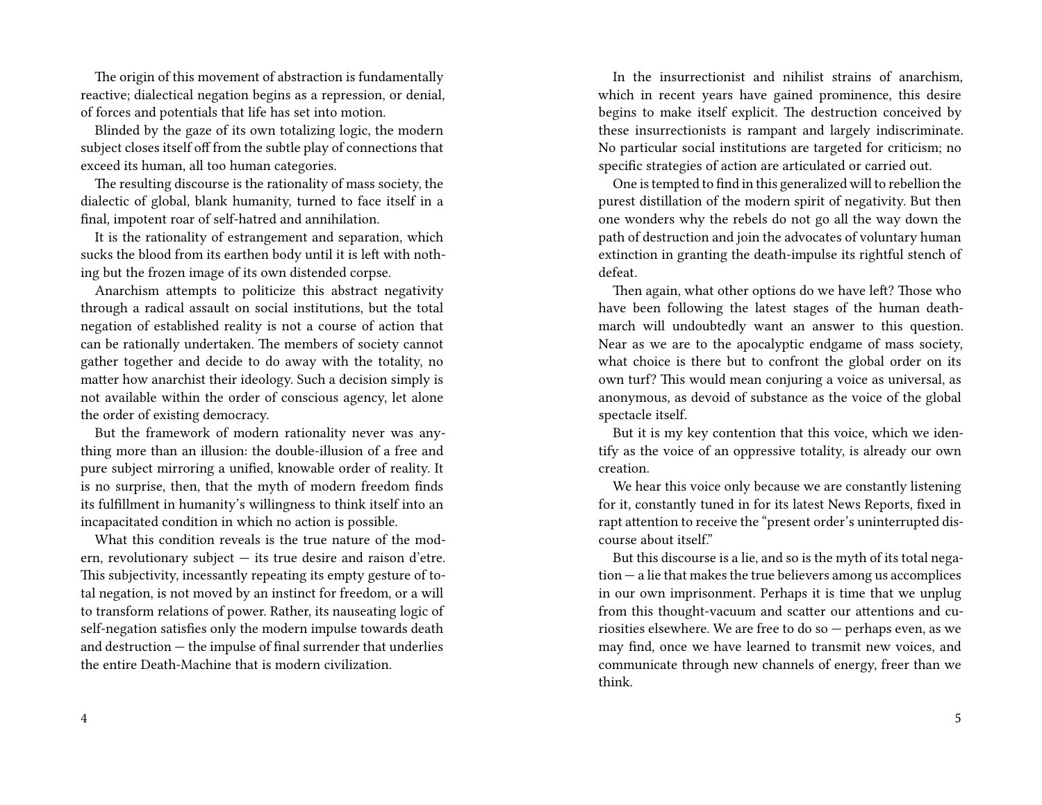The origin of this movement of abstraction is fundamentally reactive; dialectical negation begins as a repression, or denial, of forces and potentials that life has set into motion.

Blinded by the gaze of its own totalizing logic, the modern subject closes itself off from the subtle play of connections that exceed its human, all too human categories.

The resulting discourse is the rationality of mass society, the dialectic of global, blank humanity, turned to face itself in a final, impotent roar of self-hatred and annihilation.

It is the rationality of estrangement and separation, which sucks the blood from its earthen body until it is left with nothing but the frozen image of its own distended corpse.

Anarchism attempts to politicize this abstract negativity through a radical assault on social institutions, but the total negation of established reality is not a course of action that can be rationally undertaken. The members of society cannot gather together and decide to do away with the totality, no matter how anarchist their ideology. Such a decision simply is not available within the order of conscious agency, let alone the order of existing democracy.

But the framework of modern rationality never was anything more than an illusion: the double-illusion of a free and pure subject mirroring a unified, knowable order of reality. It is no surprise, then, that the myth of modern freedom finds its fulfillment in humanity's willingness to think itself into an incapacitated condition in which no action is possible.

What this condition reveals is the true nature of the modern, revolutionary subject — its true desire and raison d'etre. This subjectivity, incessantly repeating its empty gesture of total negation, is not moved by an instinct for freedom, or a will to transform relations of power. Rather, its nauseating logic of self-negation satisfies only the modern impulse towards death and destruction — the impulse of final surrender that underlies the entire Death-Machine that is modern civilization.

In the insurrectionist and nihilist strains of anarchism, which in recent years have gained prominence, this desire begins to make itself explicit. The destruction conceived by these insurrectionists is rampant and largely indiscriminate. No particular social institutions are targeted for criticism; no specific strategies of action are articulated or carried out.

One is tempted to find in this generalized will to rebellion the purest distillation of the modern spirit of negativity. But then one wonders why the rebels do not go all the way down the path of destruction and join the advocates of voluntary human extinction in granting the death-impulse its rightful stench of defeat.

Then again, what other options do we have left? Those who have been following the latest stages of the human death-march will undoubtedly want an answer to this question. Near as we are to the apocalyptic endgame of mass society, what choice is there but to confront the global order on its own turf? This would mean conjuring a voice as universal, as anonymous, as devoid of substance as the voice of the global spectacle itself.

But it is my key contention that this voice, which we identify as the voice of an oppressive totality, is already our own creation.

We hear this voice only because we are constantly listening for it, constantly tuned in for its latest News Reports, fixed in rapt attention to receive the "present order's uninterrupted discourse about itself."

But this discourse is a lie, and so is the myth of its total negation — a lie that makes the true believers among us accomplices in our own imprisonment. Perhaps it is time that we unplug from this thought-vacuum and scatter our attentions and curiosities elsewhere. We are free to do so — perhaps even, as we may find, once we have learned to transmit new voices, and communicate through new channels of energy, freer than we think.